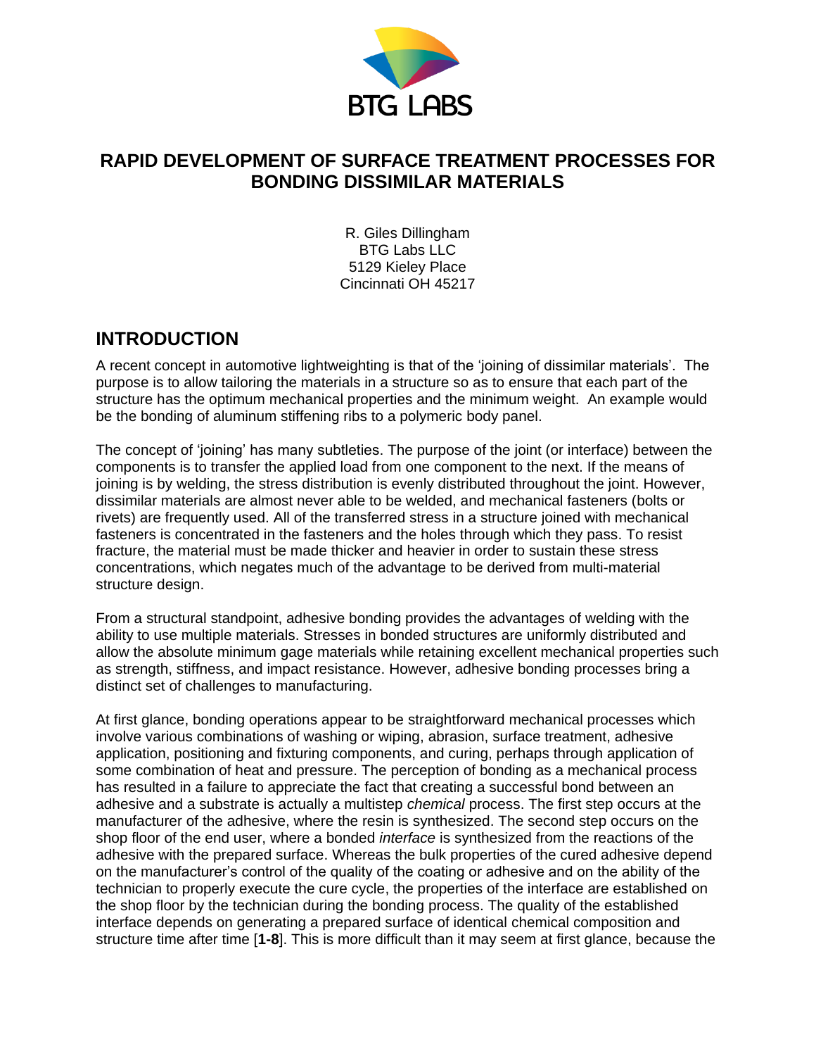BTG LABS

# RAPID DEVELOPMENT OF SURFACE TREATMENT PROCESSES FOR BONDING DISSIMILAR MATERIALS

R. Giles Dillingham
BTG Labs LLC
5129 Kieley Place
Cincinnati OH 45217

## INTRODUCTION

A recent concept in automotive lightweighting is that of the 'joining of dissimilar materials'. The purpose is to allow tailoring the materials in a structure so as to ensure that each part of the structure has the optimum mechanical properties and the minimum weight. An example would be the bonding of aluminum stiffening ribs to a polymeric body panel.

The concept of 'joining' has many subtleties. The purpose of the joint (or interface) between the components is to transfer the applied load from one component to the next. If the means of joining is by welding, the stress distribution is evenly distributed throughout the joint. However, dissimilar materials are almost never able to be welded, and mechanical fasteners (bolts or rivets) are frequently used. All of the transferred stress in a structure joined with mechanical fasteners is concentrated in the fasteners and the holes through which they pass. To resist fracture, the material must be made thicker and heavier in order to sustain these stress concentrations, which negates much of the advantage to be derived from multi-material structure design.

From a structural standpoint, adhesive bonding provides the advantages of welding with the ability to use multiple materials. Stresses in bonded structures are uniformly distributed and allow the absolute minimum gage materials while retaining excellent mechanical properties such as strength, stiffness, and impact resistance. However, adhesive bonding processes bring a distinct set of challenges to manufacturing.

At first glance, bonding operations appear to be straightforward mechanical processes which involve various combinations of washing or wiping, abrasion, surface treatment, adhesive application, positioning and fixturing components, and curing, perhaps through application of some combination of heat and pressure. The perception of bonding as a mechanical process has resulted in a failure to appreciate the fact that creating a successful bond between an adhesive and a substrate is actually a multistep *chemical* process. The first step occurs at the manufacturer of the adhesive, where the resin is synthesized. The second step occurs on the shop floor of the end user, where a bonded *interface* is synthesized from the reactions of the adhesive with the prepared surface. Whereas the bulk properties of the cured adhesive depend on the manufacturer's control of the quality of the coating or adhesive and on the ability of the technician to properly execute the cure cycle, the properties of the interface are established on the shop floor by the technician during the bonding process. The quality of the established interface depends on generating a prepared surface of identical chemical composition and structure time after time [**1-8**]. This is more difficult than it may seem at first glance, because the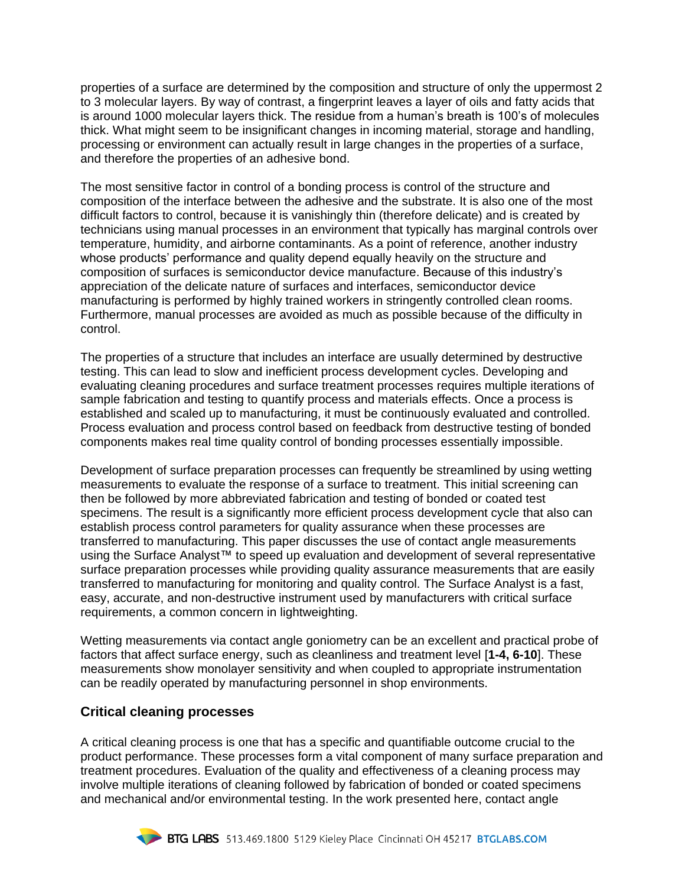properties of a surface are determined by the composition and structure of only the uppermost 2 to 3 molecular layers. By way of contrast, a fingerprint leaves a layer of oils and fatty acids that is around 1000 molecular layers thick. The residue from a human's breath is 100's of molecules thick. What might seem to be insignificant changes in incoming material, storage and handling, processing or environment can actually result in large changes in the properties of a surface, and therefore the properties of an adhesive bond.

The most sensitive factor in control of a bonding process is control of the structure and composition of the interface between the adhesive and the substrate. It is also one of the most difficult factors to control, because it is vanishingly thin (therefore delicate) and is created by technicians using manual processes in an environment that typically has marginal controls over temperature, humidity, and airborne contaminants. As a point of reference, another industry whose products' performance and quality depend equally heavily on the structure and composition of surfaces is semiconductor device manufacture. Because of this industry's appreciation of the delicate nature of surfaces and interfaces, semiconductor device manufacturing is performed by highly trained workers in stringently controlled clean rooms. Furthermore, manual processes are avoided as much as possible because of the difficulty in control.

The properties of a structure that includes an interface are usually determined by destructive testing. This can lead to slow and inefficient process development cycles. Developing and evaluating cleaning procedures and surface treatment processes requires multiple iterations of sample fabrication and testing to quantify process and materials effects. Once a process is established and scaled up to manufacturing, it must be continuously evaluated and controlled. Process evaluation and process control based on feedback from destructive testing of bonded components makes real time quality control of bonding processes essentially impossible.

Development of surface preparation processes can frequently be streamlined by using wetting measurements to evaluate the response of a surface to treatment. This initial screening can then be followed by more abbreviated fabrication and testing of bonded or coated test specimens. The result is a significantly more efficient process development cycle that also can establish process control parameters for quality assurance when these processes are transferred to manufacturing. This paper discusses the use of contact angle measurements using the Surface Analyst™ to speed up evaluation and development of several representative surface preparation processes while providing quality assurance measurements that are easily transferred to manufacturing for monitoring and quality control. The Surface Analyst is a fast, easy, accurate, and non-destructive instrument used by manufacturers with critical surface requirements, a common concern in lightweighting.

Wetting measurements via contact angle goniometry can be an excellent and practical probe of factors that affect surface energy, such as cleanliness and treatment level [**1-4, 6-10**]. These measurements show monolayer sensitivity and when coupled to appropriate instrumentation can be readily operated by manufacturing personnel in shop environments.

## Critical cleaning processes

A critical cleaning process is one that has a specific and quantifiable outcome crucial to the product performance. These processes form a vital component of many surface preparation and treatment procedures. Evaluation of the quality and effectiveness of a cleaning process may involve multiple iterations of cleaning followed by fabrication of bonded or coated specimens and mechanical and/or environmental testing. In the work presented here, contact angle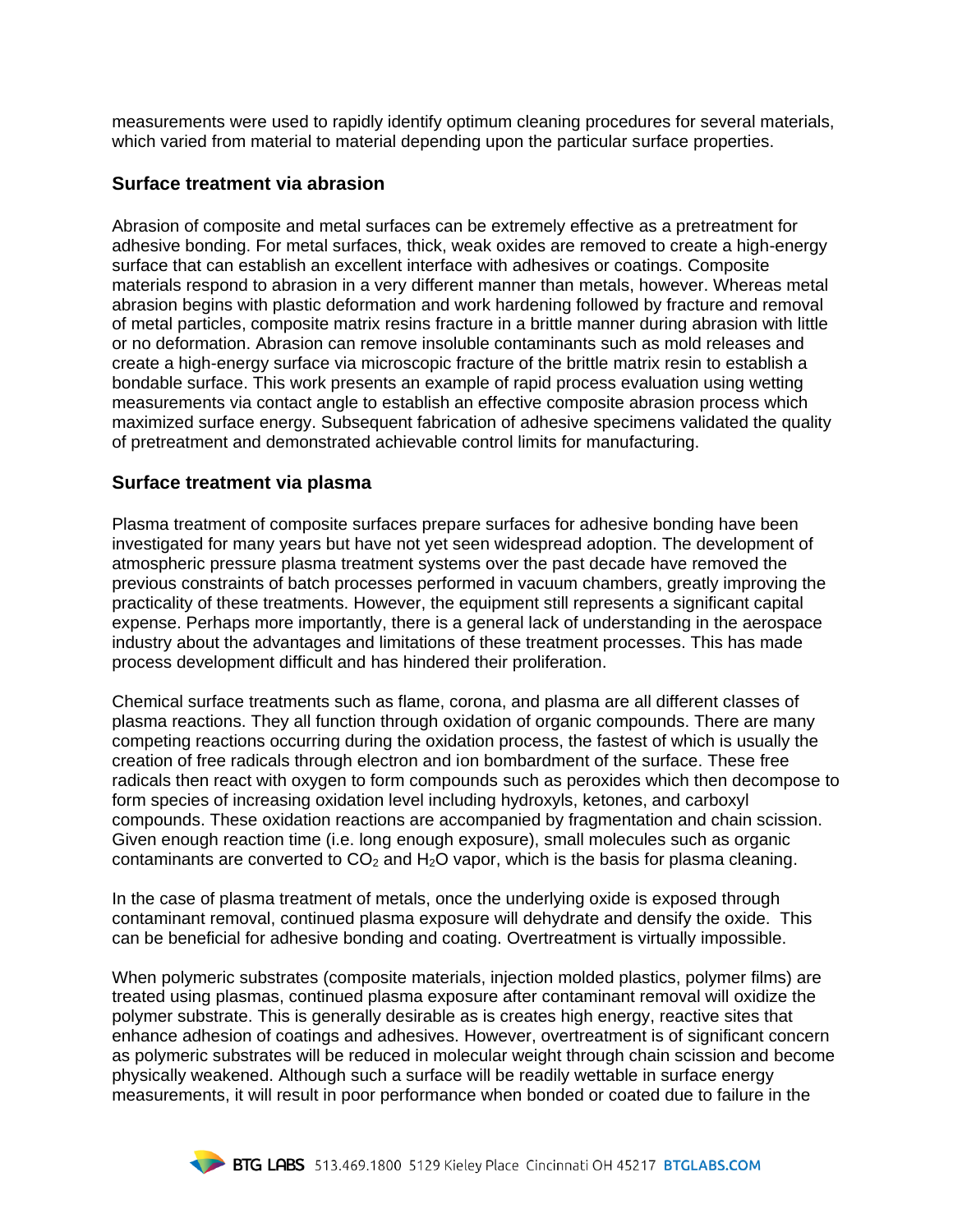measurements were used to rapidly identify optimum cleaning procedures for several materials, which varied from material to material depending upon the particular surface properties.

### Surface treatment via abrasion

Abrasion of composite and metal surfaces can be extremely effective as a pretreatment for adhesive bonding. For metal surfaces, thick, weak oxides are removed to create a high-energy surface that can establish an excellent interface with adhesives or coatings. Composite materials respond to abrasion in a very different manner than metals, however. Whereas metal abrasion begins with plastic deformation and work hardening followed by fracture and removal of metal particles, composite matrix resins fracture in a brittle manner during abrasion with little or no deformation. Abrasion can remove insoluble contaminants such as mold releases and create a high-energy surface via microscopic fracture of the brittle matrix resin to establish a bondable surface. This work presents an example of rapid process evaluation using wetting measurements via contact angle to establish an effective composite abrasion process which maximized surface energy. Subsequent fabrication of adhesive specimens validated the quality of pretreatment and demonstrated achievable control limits for manufacturing.

### Surface treatment via plasma

Plasma treatment of composite surfaces prepare surfaces for adhesive bonding have been investigated for many years but have not yet seen widespread adoption. The development of atmospheric pressure plasma treatment systems over the past decade have removed the previous constraints of batch processes performed in vacuum chambers, greatly improving the practicality of these treatments. However, the equipment still represents a significant capital expense. Perhaps more importantly, there is a general lack of understanding in the aerospace industry about the advantages and limitations of these treatment processes. This has made process development difficult and has hindered their proliferation.

Chemical surface treatments such as flame, corona, and plasma are all different classes of plasma reactions. They all function through oxidation of organic compounds. There are many competing reactions occurring during the oxidation process, the fastest of which is usually the creation of free radicals through electron and ion bombardment of the surface. These free radicals then react with oxygen to form compounds such as peroxides which then decompose to form species of increasing oxidation level including hydroxyls, ketones, and carboxyl compounds. These oxidation reactions are accompanied by fragmentation and chain scission. Given enough reaction time (i.e. long enough exposure), small molecules such as organic contaminants are converted to $CO_2$ and $H_2O$ vapor, which is the basis for plasma cleaning.

In the case of plasma treatment of metals, once the underlying oxide is exposed through contaminant removal, continued plasma exposure will dehydrate and densify the oxide. This can be beneficial for adhesive bonding and coating. Overtreatment is virtually impossible.

When polymeric substrates (composite materials, injection molded plastics, polymer films) are treated using plasmas, continued plasma exposure after contaminant removal will oxidize the polymer substrate. This is generally desirable as is creates high energy, reactive sites that enhance adhesion of coatings and adhesives. However, overtreatment is of significant concern as polymeric substrates will be reduced in molecular weight through chain scission and become physically weakened. Although such a surface will be readily wettable in surface energy measurements, it will result in poor performance when bonded or coated due to failure in the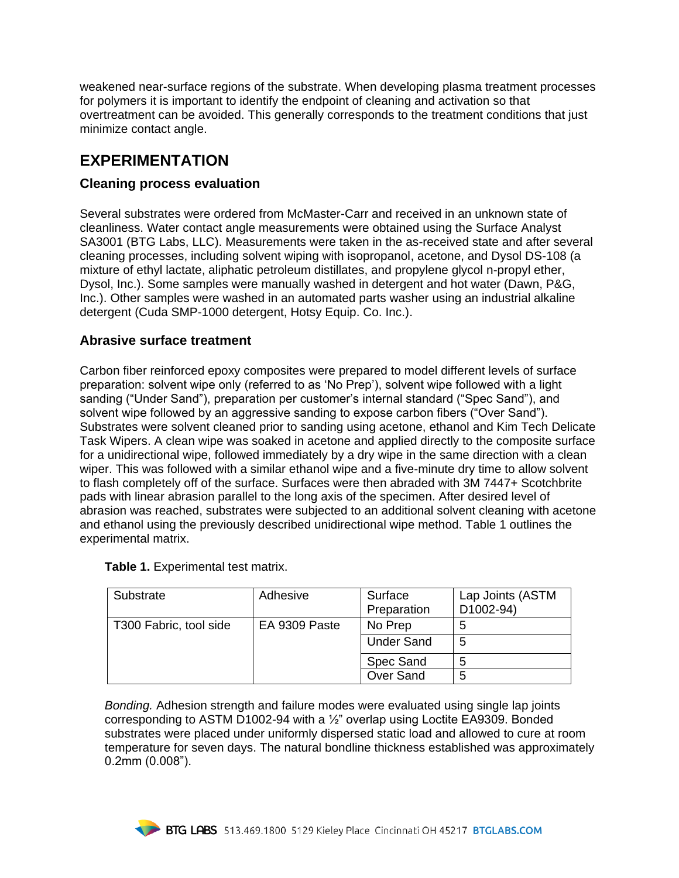weakened near-surface regions of the substrate. When developing plasma treatment processes for polymers it is important to identify the endpoint of cleaning and activation so that overtreatment can be avoided. This generally corresponds to the treatment conditions that just minimize contact angle.

## EXPERIMENTATION

### Cleaning process evaluation

Several substrates were ordered from McMaster-Carr and received in an unknown state of cleanliness. Water contact angle measurements were obtained using the Surface Analyst SA3001 (BTG Labs, LLC). Measurements were taken in the as-received state and after several cleaning processes, including solvent wiping with isopropanol, acetone, and Dysol DS-108 (a mixture of ethyl lactate, aliphatic petroleum distillates, and propylene glycol n-propyl ether, Dysol, Inc.). Some samples were manually washed in detergent and hot water (Dawn, P&G, Inc.). Other samples were washed in an automated parts washer using an industrial alkaline detergent (Cuda SMP-1000 detergent, Hotsy Equip. Co. Inc.).

### Abrasive surface treatment

Carbon fiber reinforced epoxy composites were prepared to model different levels of surface preparation: solvent wipe only (referred to as 'No Prep'), solvent wipe followed with a light sanding ("Under Sand"), preparation per customer's internal standard ("Spec Sand"), and solvent wipe followed by an aggressive sanding to expose carbon fibers ("Over Sand"). Substrates were solvent cleaned prior to sanding using acetone, ethanol and Kim Tech Delicate Task Wipers. A clean wipe was soaked in acetone and applied directly to the composite surface for a unidirectional wipe, followed immediately by a dry wipe in the same direction with a clean wiper. This was followed with a similar ethanol wipe and a five-minute dry time to allow solvent to flash completely off of the surface. Surfaces were then abraded with 3M 7447+ Scotchbrite pads with linear abrasion parallel to the long axis of the specimen. After desired level of abrasion was reached, substrates were subjected to an additional solvent cleaning with acetone and ethanol using the previously described unidirectional wipe method. Table 1 outlines the experimental matrix.

**Table 1.** Experimental test matrix.

| Substrate | Adhesive | Surface Preparation | Lap Joints (ASTM D1002-94) |
|---|---|---|---|
| T300 Fabric, tool side | EA 9309 Paste | No Prep | 5 |
| | | Under Sand | 5 |
| | | Spec Sand | 5 |
| | | Over Sand | 5 |

*Bonding.* Adhesion strength and failure modes were evaluated using single lap joints corresponding to ASTM D1002-94 with a ½" overlap using Loctite EA9309. Bonded substrates were placed under uniformly dispersed static load and allowed to cure at room temperature for seven days. The natural bondline thickness established was approximately 0.2mm (0.008").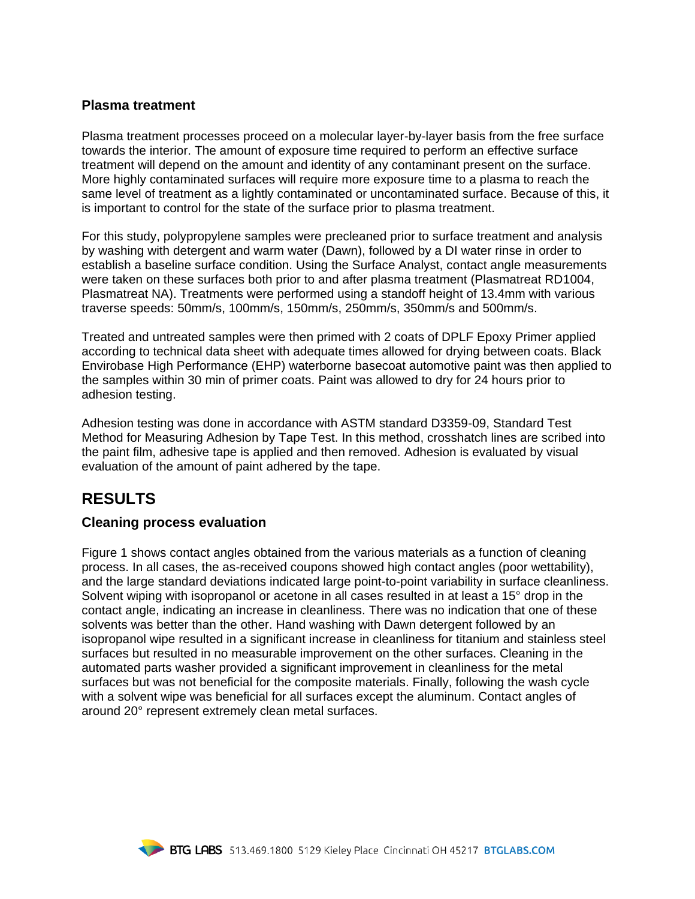### Plasma treatment

Plasma treatment processes proceed on a molecular layer-by-layer basis from the free surface towards the interior. The amount of exposure time required to perform an effective surface treatment will depend on the amount and identity of any contaminant present on the surface. More highly contaminated surfaces will require more exposure time to a plasma to reach the same level of treatment as a lightly contaminated or uncontaminated surface. Because of this, it is important to control for the state of the surface prior to plasma treatment.

For this study, polypropylene samples were precleaned prior to surface treatment and analysis by washing with detergent and warm water (Dawn), followed by a DI water rinse in order to establish a baseline surface condition. Using the Surface Analyst, contact angle measurements were taken on these surfaces both prior to and after plasma treatment (Plasmatreat RD1004, Plasmatreat NA). Treatments were performed using a standoff height of 13.4mm with various traverse speeds: 50mm/s, 100mm/s, 150mm/s, 250mm/s, 350mm/s and 500mm/s.

Treated and untreated samples were then primed with 2 coats of DPLF Epoxy Primer applied according to technical data sheet with adequate times allowed for drying between coats. Black Envirobase High Performance (EHP) waterborne basecoat automotive paint was then applied to the samples within 30 min of primer coats. Paint was allowed to dry for 24 hours prior to adhesion testing.

Adhesion testing was done in accordance with ASTM standard D3359-09, Standard Test Method for Measuring Adhesion by Tape Test. In this method, crosshatch lines are scribed into the paint film, adhesive tape is applied and then removed. Adhesion is evaluated by visual evaluation of the amount of paint adhered by the tape.

## RESULTS

### Cleaning process evaluation

Figure 1 shows contact angles obtained from the various materials as a function of cleaning process. In all cases, the as-received coupons showed high contact angles (poor wettability), and the large standard deviations indicated large point-to-point variability in surface cleanliness. Solvent wiping with isopropanol or acetone in all cases resulted in at least a 15° drop in the contact angle, indicating an increase in cleanliness. There was no indication that one of these solvents was better than the other. Hand washing with Dawn detergent followed by an isopropanol wipe resulted in a significant increase in cleanliness for titanium and stainless steel surfaces but resulted in no measurable improvement on the other surfaces. Cleaning in the automated parts washer provided a significant improvement in cleanliness for the metal surfaces but was not beneficial for the composite materials. Finally, following the wash cycle with a solvent wipe was beneficial for all surfaces except the aluminum. Contact angles of around 20° represent extremely clean metal surfaces.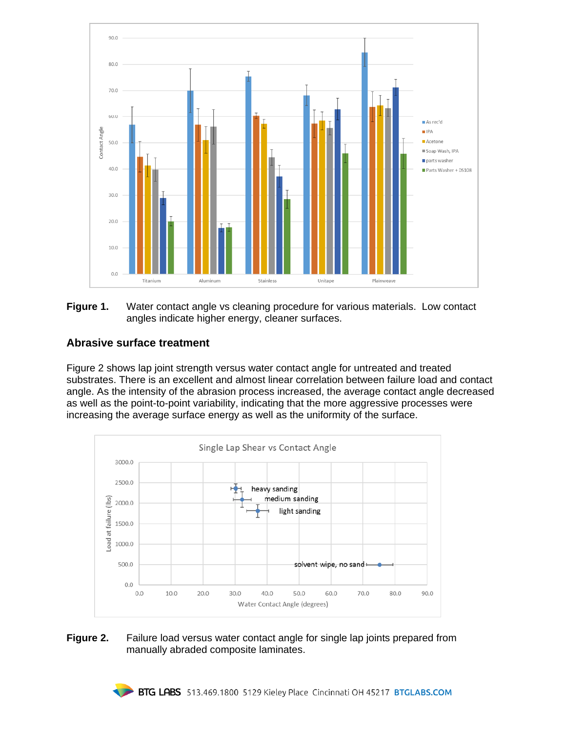**Figure 1.** Water contact angle vs cleaning procedure for various materials. Low contact angles indicate higher energy, cleaner surfaces.

## Abrasive surface treatment

Figure 2 shows lap joint strength versus water contact angle for untreated and treated substrates. There is an excellent and almost linear correlation between failure load and contact angle. As the intensity of the abrasion process increased, the average contact angle decreased as well as the point-to-point variability, indicating that the more aggressive processes were increasing the average surface energy as well as the uniformity of the surface.

**Figure 2.** Failure load versus water contact angle for single lap joints prepared from manually abraded composite laminates.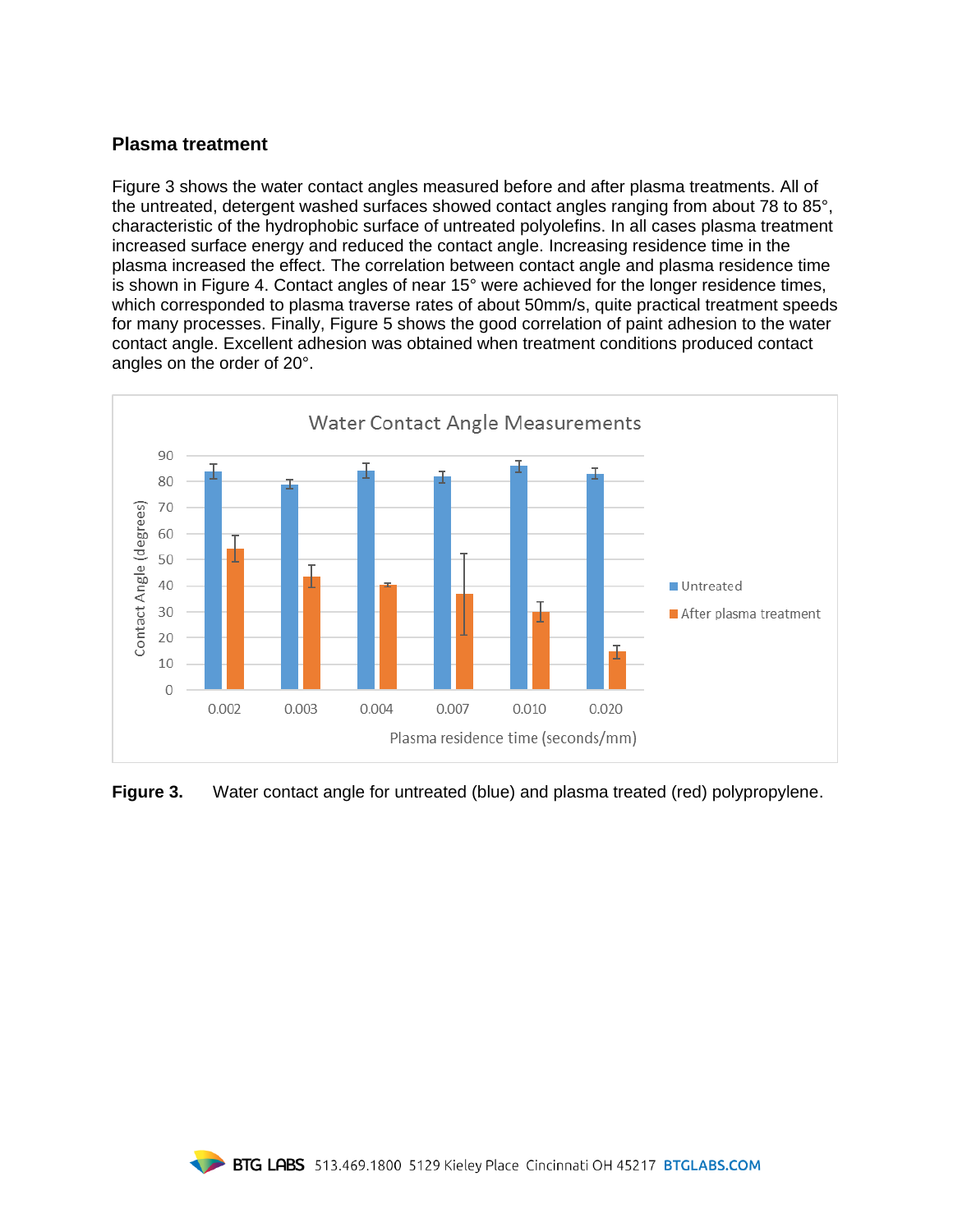### Plasma treatment

Figure 3 shows the water contact angles measured before and after plasma treatments. All of the untreated, detergent washed surfaces showed contact angles ranging from about 78 to 85°, characteristic of the hydrophobic surface of untreated polyolefins. In all cases plasma treatment increased surface energy and reduced the contact angle. Increasing residence time in the plasma increased the effect. The correlation between contact angle and plasma residence time is shown in Figure 4. Contact angles of near 15° were achieved for the longer residence times, which corresponded to plasma traverse rates of about 50mm/s, quite practical treatment speeds for many processes. Finally, Figure 5 shows the good correlation of paint adhesion to the water contact angle. Excellent adhesion was obtained when treatment conditions produced contact angles on the order of 20°.

**Figure 3.** Water contact angle for untreated (blue) and plasma treated (red) polypropylene.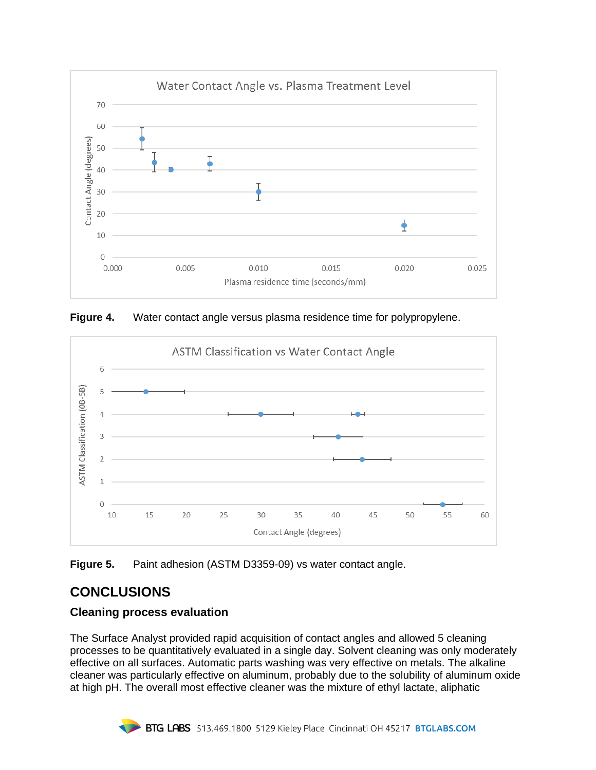**Figure 4.** Water contact angle versus plasma residence time for polypropylene.

**Figure 5.** Paint adhesion (ASTM D3359-09) vs water contact angle.

## CONCLUSIONS

### Cleaning process evaluation

The Surface Analyst provided rapid acquisition of contact angles and allowed 5 cleaning processes to be quantitatively evaluated in a single day. Solvent cleaning was only moderately effective on all surfaces. Automatic parts washing was very effective on metals. The alkaline cleaner was particularly effective on aluminum, probably due to the solubility of aluminum oxide at high pH. The overall most effective cleaner was the mixture of ethyl lactate, aliphatic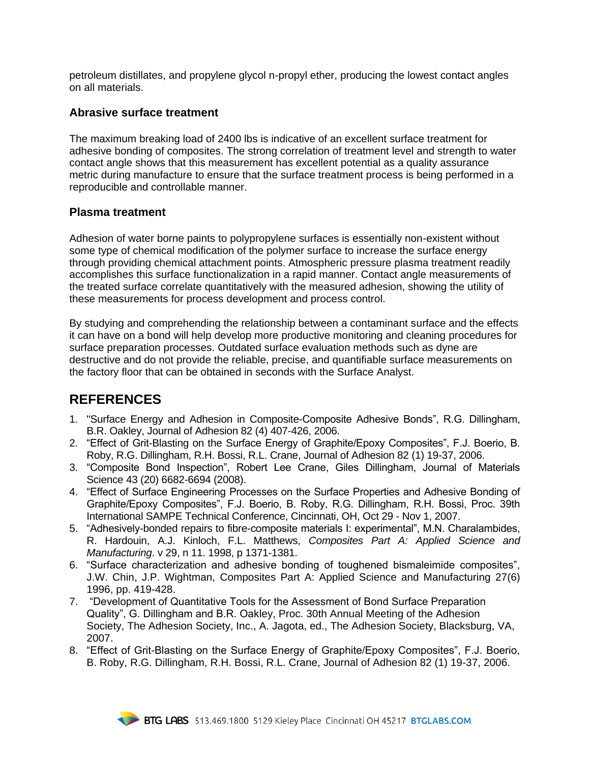petroleum distillates, and propylene glycol n-propyl ether, producing the lowest contact angles on all materials.

### Abrasive surface treatment

The maximum breaking load of 2400 lbs is indicative of an excellent surface treatment for adhesive bonding of composites. The strong correlation of treatment level and strength to water contact angle shows that this measurement has excellent potential as a quality assurance metric during manufacture to ensure that the surface treatment process is being performed in a reproducible and controllable manner.

### Plasma treatment

Adhesion of water borne paints to polypropylene surfaces is essentially non-existent without some type of chemical modification of the polymer surface to increase the surface energy through providing chemical attachment points. Atmospheric pressure plasma treatment readily accomplishes this surface functionalization in a rapid manner. Contact angle measurements of the treated surface correlate quantitatively with the measured adhesion, showing the utility of these measurements for process development and process control.

By studying and comprehending the relationship between a contaminant surface and the effects it can have on a bond will help develop more productive monitoring and cleaning procedures for surface preparation processes. Outdated surface evaluation methods such as dyne are destructive and do not provide the reliable, precise, and quantifiable surface measurements on the factory floor that can be obtained in seconds with the Surface Analyst.

## REFERENCES

1. "Surface Energy and Adhesion in Composite-Composite Adhesive Bonds", R.G. Dillingham, B.R. Oakley, Journal of Adhesion 82 (4) 407-426, 2006.
2. "Effect of Grit-Blasting on the Surface Energy of Graphite/Epoxy Composites", F.J. Boerio, B. Roby, R.G. Dillingham, R.H. Bossi, R.L. Crane, Journal of Adhesion 82 (1) 19-37, 2006.
3. "Composite Bond Inspection", Robert Lee Crane, Giles Dillingham, Journal of Materials Science 43 (20) 6682-6694 (2008).
4. "Effect of Surface Engineering Processes on the Surface Properties and Adhesive Bonding of Graphite/Epoxy Composites", F.J. Boerio, B. Roby, R.G. Dillingham, R.H. Bossi, Proc. 39th International SAMPE Technical Conference, Cincinnati, OH, Oct 29 - Nov 1, 2007.
5. "Adhesively-bonded repairs to fibre-composite materials I: experimental", M.N. Charalambides, R. Hardouin, A.J. Kinloch, F.L. Matthews, *Composites Part A: Applied Science and Manufacturing*. v 29, n 11. 1998, p 1371-1381.
6. "Surface characterization and adhesive bonding of toughened bismaleimide composites", J.W. Chin, J.P. Wightman, Composites Part A: Applied Science and Manufacturing 27(6) 1996, pp. 419-428.
7. "Development of Quantitative Tools for the Assessment of Bond Surface Preparation Quality", G. Dillingham and B.R. Oakley, Proc. 30th Annual Meeting of the Adhesion Society, The Adhesion Society, Inc., A. Jagota, ed., The Adhesion Society, Blacksburg, VA, 2007.
8. "Effect of Grit-Blasting on the Surface Energy of Graphite/Epoxy Composites", F.J. Boerio, B. Roby, R.G. Dillingham, R.H. Bossi, R.L. Crane, Journal of Adhesion 82 (1) 19-37, 2006.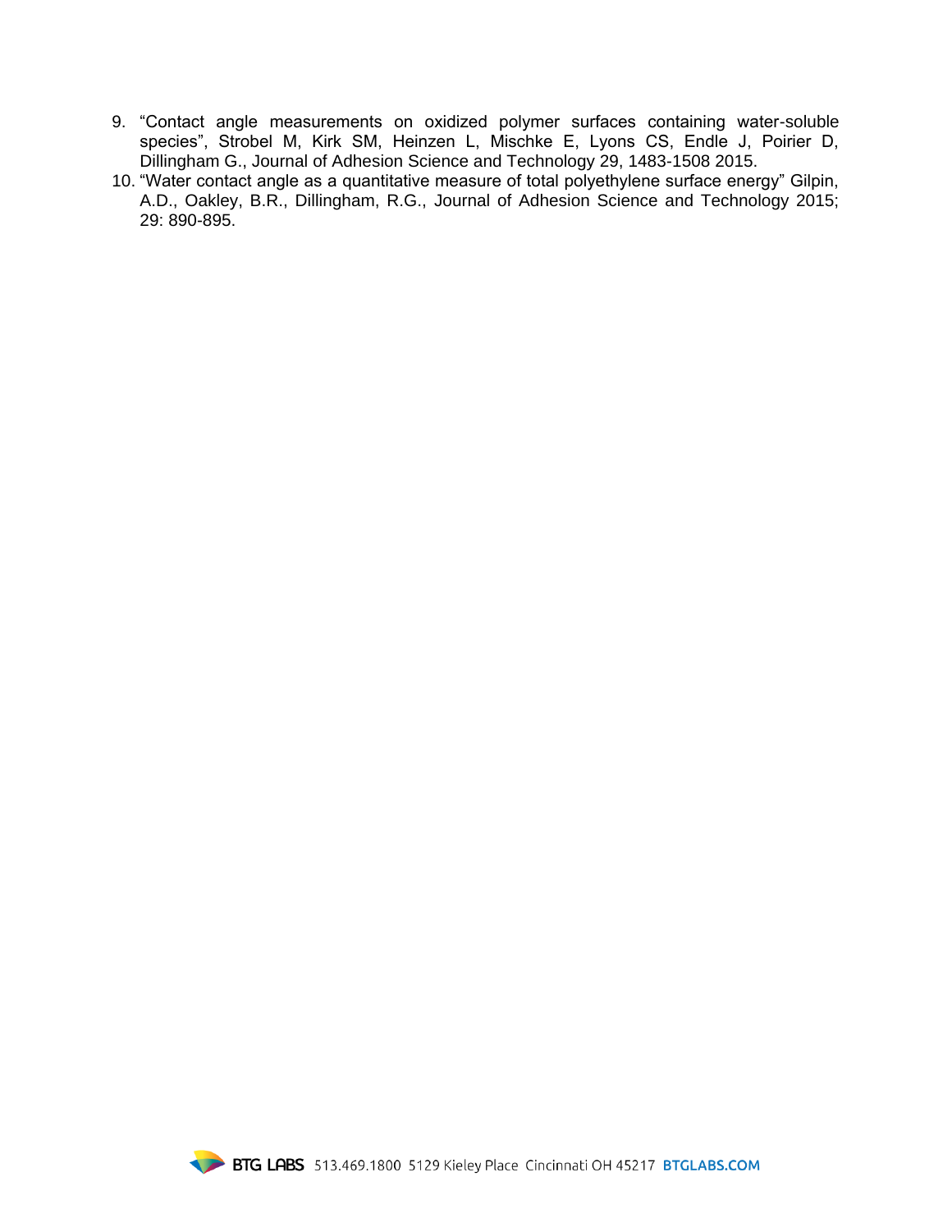9. "Contact angle measurements on oxidized polymer surfaces containing water-soluble species", Strobel M, Kirk SM, Heinzen L, Mischke E, Lyons CS, Endle J, Poirier D, Dillingham G., Journal of Adhesion Science and Technology 29, 1483-1508 2015.
10. "Water contact angle as a quantitative measure of total polyethylene surface energy" Gilpin, A.D., Oakley, B.R., Dillingham, R.G., Journal of Adhesion Science and Technology 2015; 29: 890-895.